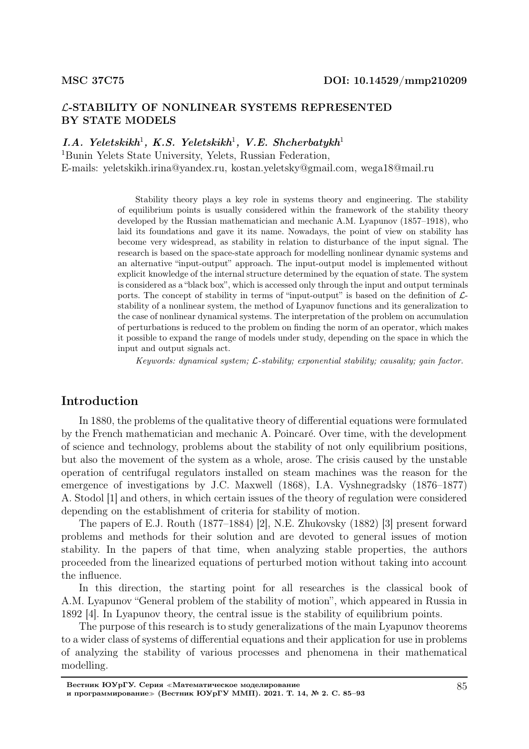MSC 37C75 DOI: 10.14529/mmp210209

# $\mathcal{L}$-STABILITY OF NONLINEAR SYSTEMS REPRESENTED BY STATE MODELS

***I.A. Yeletskikh***[1]***, K.S. Yeletskikh***[1]***, V.E. Shcherbatykh***[1]

[1]Bunin Yelets State University, Yelets, Russian Federation,
E-mails: yeletskikh.irina@yandex.ru, kostan.yeletsky@gmail.com, wega18@mail.ru

Stability theory plays a key role in systems theory and engineering. The stability of equilibrium points is usually considered within the framework of the stability theory developed by the Russian mathematician and mechanic A.M. Lyapunov (1857–1918), who laid its foundations and gave it its name. Nowadays, the point of view on stability has become very widespread, as stability in relation to disturbance of the input signal. The research is based on the space-state approach for modelling nonlinear dynamic systems and an alternative "input-output" approach. The input-output model is implemented without explicit knowledge of the internal structure determined by the equation of state. The system is considered as a "black box", which is accessed only through the input and output terminals ports. The concept of stability in terms of "input-output" is based on the definition of $\mathcal{L}$-stability of a nonlinear system, the method of Lyapunov functions and its generalization to the case of nonlinear dynamical systems. The interpretation of the problem on accumulation of perturbations is reduced to the problem on finding the norm of an operator, which makes it possible to expand the range of models under study, depending on the space in which the input and output signals act.

*Keywords: dynamical system; $\mathcal{L}$-stability; exponential stability; causality; gain factor.*

## Introduction

In 1880, the problems of the qualitative theory of differential equations were formulated by the French mathematician and mechanic A. Poincaré. Over time, with the development of science and technology, problems about the stability of not only equilibrium positions, but also the movement of the system as a whole, arose. The crisis caused by the unstable operation of centrifugal regulators installed on steam machines was the reason for the emergence of investigations by J.C. Maxwell (1868), I.A. Vyshnegradsky (1876–1877) A. Stodol [1] and others, in which certain issues of the theory of regulation were considered depending on the establishment of criteria for stability of motion.

The papers of E.J. Routh (1877–1884) [2], N.E. Zhukovsky (1882) [3] present forward problems and methods for their solution and are devoted to general issues of motion stability. In the papers of that time, when analyzing stable properties, the authors proceeded from the linearized equations of perturbed motion without taking into account the influence.

In this direction, the starting point for all researches is the classical book of A.M. Lyapunov "General problem of the stability of motion", which appeared in Russia in 1892 [4]. In Lyapunov theory, the central issue is the stability of equilibrium points.

The purpose of this research is to study generalizations of the main Lyapunov theorems to a wider class of systems of differential equations and their application for use in problems of analyzing the stability of various processes and phenomena in their mathematical modelling.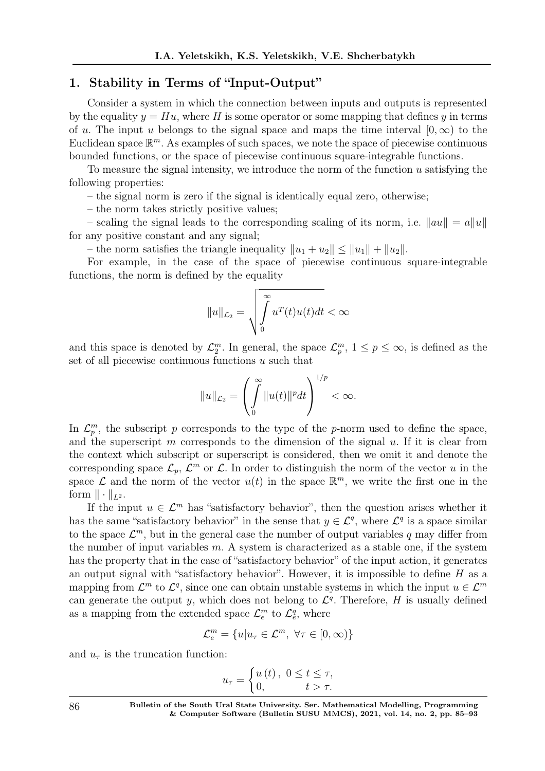## 1. Stability in Terms of "Input-Output"

Consider a system in which the connection between inputs and outputs is represented by the equality $y = Hu$, where $H$ is some operator or some mapping that defines $y$ in terms of $u$. The input $u$ belongs to the signal space and maps the time interval $[0, \infty)$ to the Euclidean space $\mathbb{R}^m$. As examples of such spaces, we note the space of piecewise continuous bounded functions, or the space of piecewise continuous square-integrable functions.

To measure the signal intensity, we introduce the norm of the function $u$ satisfying the following properties:

– the signal norm is zero if the signal is identically equal zero, otherwise;

– the norm takes strictly positive values;

– scaling the signal leads to the corresponding scaling of its norm, i.e. $\|au\| = a\|u\|$ for any positive constant and any signal;

– the norm satisfies the triangle inequality $\|u_1 + u_2\| \leq \|u_1\| + \|u_2\|$.

For example, in the case of the space of piecewise continuous square-integrable functions, the norm is defined by the equality

$$\|u\|_{\mathcal{L}_2} = \sqrt{\int\limits_0^\infty u^T(t)u(t)dt} < \infty$$

and this space is denoted by $\mathcal{L}_2^m$. In general, the space $\mathcal{L}_p^m$, $1 \leq p \leq \infty$, is defined as the set of all piecewise continuous functions $u$ such that

$$\|u\|_{\mathcal{L}_2} = \left( \int\limits_0^\infty \|u(t)\|^p dt \right)^{1/p} < \infty.$$

In $\mathcal{L}_p^m$, the subscript $p$ corresponds to the type of the $p$-norm used to define the space, and the superscript $m$ corresponds to the dimension of the signal $u$. If it is clear from the context which subscript or superscript is considered, then we omit it and denote the corresponding space $\mathcal{L}_p$, $\mathcal{L}^m$ or $\mathcal{L}$. In order to distinguish the norm of the vector $u$ in the space $\mathcal{L}$ and the norm of the vector $u(t)$ in the space $\mathbb{R}^m$, we write the first one in the form $\| \cdot \|_{L^2}$.

If the input $u \in \mathcal{L}^m$ has "satisfactory behavior", then the question arises whether it has the same "satisfactory behavior" in the sense that $y \in \mathcal{L}^q$, where $\mathcal{L}^q$ is a space similar to the space $\mathcal{L}^m$, but in the general case the number of output variables $q$ may differ from the number of input variables $m$. A system is characterized as a stable one, if the system has the property that in the case of "satisfactory behavior" of the input action, it generates an output signal with "satisfactory behavior". However, it is impossible to define $H$ as a mapping from $\mathcal{L}^m$ to $\mathcal{L}^q$, since one can obtain unstable systems in which the input $u \in \mathcal{L}^m$ can generate the output $y$, which does not belong to $\mathcal{L}^q$. Therefore, $H$ is usually defined as a mapping from the extended space $\mathcal{L}_e^m$ to $\mathcal{L}_e^q$, where

$$\mathcal{L}_e^m = \{u | u_\tau \in \mathcal{L}^m, \ \forall \tau \in [0, \infty)\}$$

and $u_\tau$ is the truncation function:

$$u_\tau = \begin{cases} u(t), & 0 \leq t \leq \tau, \\ 0, & t > \tau. \end{cases}$$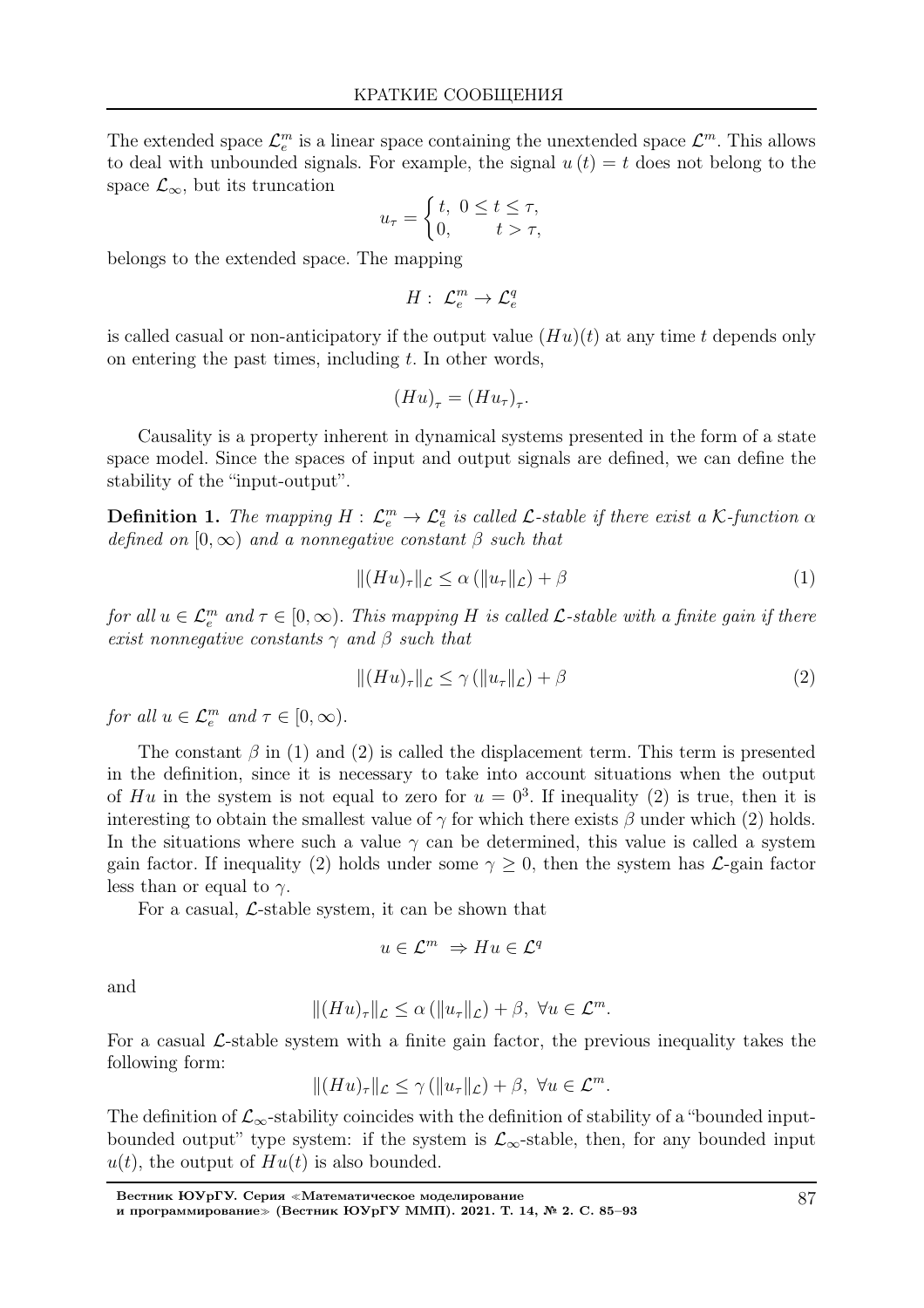The extended space $\mathcal{L}_e^m$ is a linear space containing the unextended space $\mathcal{L}^m$. This allows to deal with unbounded signals. For example, the signal $u(t) = t$ does not belong to the space $\mathcal{L}_\infty$, but its truncation

$$u_\tau = \begin{cases} t, & 0 \le t \le \tau, \\ 0, & t > \tau, \end{cases}$$

belongs to the extended space. The mapping

$$H: \ \mathcal{L}_e^m \to \mathcal{L}_e^q$$

is called casual or non-anticipatory if the output value $(Hu)(t)$ at any time $t$ depends only on entering the past times, including $t$. In other words,

$$(Hu)_\tau = (Hu_\tau)_\tau.$$

Causality is a property inherent in dynamical systems presented in the form of a state space model. Since the spaces of input and output signals are defined, we can define the stability of the "input-output".

**Definition 1.** *The mapping $H: \ \mathcal{L}_e^m \to \mathcal{L}_e^q$ is called $\mathcal{L}$-stable if there exist a $\mathcal{K}$-function $\alpha$ defined on $[0, \infty)$ and a nonnegative constant $\beta$ such that*

$$\|(Hu)_\tau\|_{\mathcal{L}} \le \alpha\left(\|u_\tau\|_{\mathcal{L}}\right) + \beta \tag{1}$$

*for all $u \in \mathcal{L}_e^m$ and $\tau \in [0, \infty)$. This mapping $H$ is called $\mathcal{L}$-stable with a finite gain if there exist nonnegative constants $\gamma$ and $\beta$ such that*

$$\|(Hu)_\tau\|_{\mathcal{L}} \le \gamma\left(\|u_\tau\|_{\mathcal{L}}\right) + \beta \tag{2}$$

*for all $u \in \mathcal{L}_e^m$ and $\tau \in [0, \infty)$.*

The constant $\beta$ in (1) and (2) is called the displacement term. This term is presented in the definition, since it is necessary to take into account situations when the output of $Hu$ in the system is not equal to zero for $u = 0^3$. If inequality (2) is true, then it is interesting to obtain the smallest value of $\gamma$ for which there exists $\beta$ under which (2) holds. In the situations where such a value $\gamma$ can be determined, this value is called a system gain factor. If inequality (2) holds under some $\gamma \ge 0$, then the system has $\mathcal{L}$-gain factor less than or equal to $\gamma$.

For a casual, $\mathcal{L}$-stable system, it can be shown that

$$u \in \mathcal{L}^m \ \Rightarrow Hu \in \mathcal{L}^q$$

and

$$\|(Hu)_\tau\|_{\mathcal{L}} \le \alpha\left(\|u_\tau\|_{\mathcal{L}}\right) + \beta, \ \forall u \in \mathcal{L}^m.$$

For a casual $\mathcal{L}$-stable system with a finite gain factor, the previous inequality takes the following form:

$$\|(Hu)_\tau\|_{\mathcal{L}} \le \gamma\left(\|u_\tau\|_{\mathcal{L}}\right) + \beta, \ \forall u \in \mathcal{L}^m.$$

The definition of $\mathcal{L}_\infty$-stability coincides with the definition of stability of a "bounded input-bounded output" type system: if the system is $\mathcal{L}_\infty$-stable, then, for any bounded input $u(t)$, the output of $Hu(t)$ is also bounded.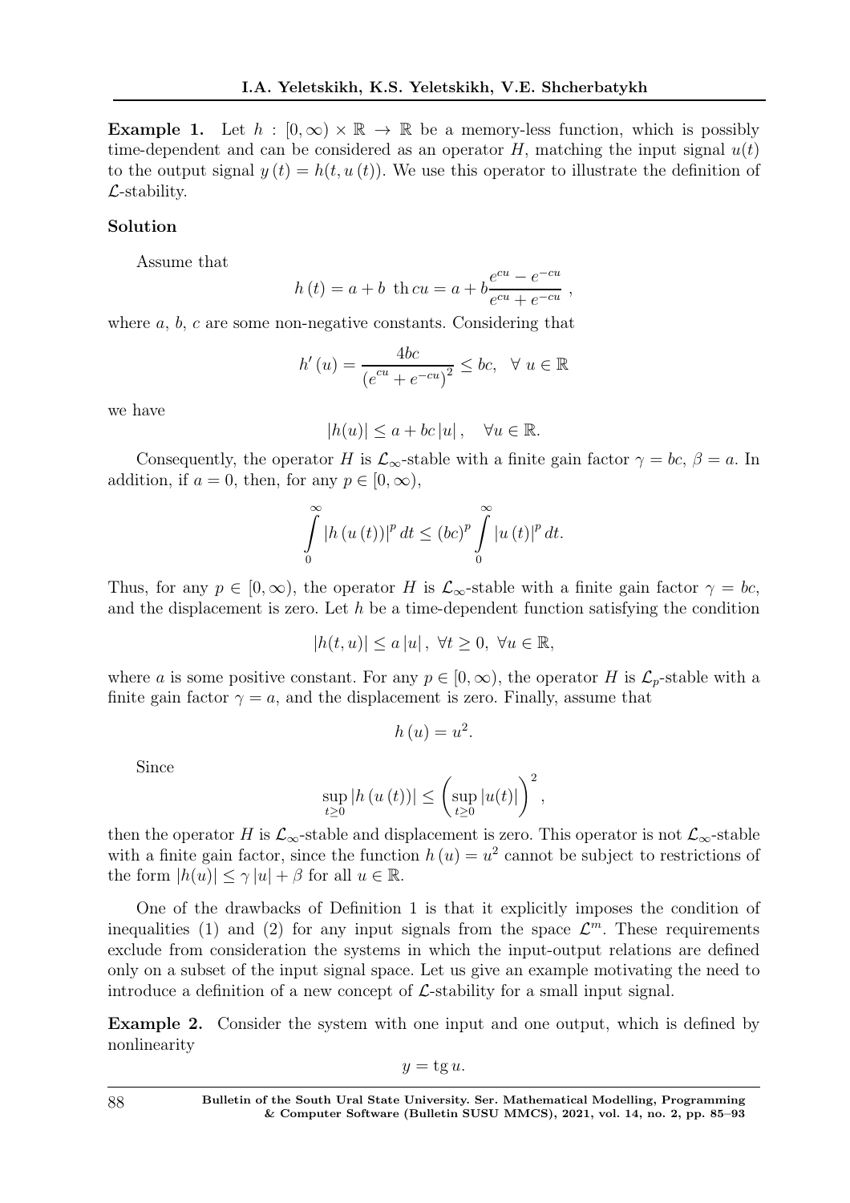**Example 1.** Let $h : [0, \infty) \times \mathbb{R} \to \mathbb{R}$ be a memory-less function, which is possibly time-dependent and can be considered as an operator $H$, matching the input signal $u(t)$ to the output signal $y(t) = h(t, u(t))$. We use this operator to illustrate the definition of $\mathcal{L}$-stability.

**Solution**

Assume that

$$h(t) = a + b \ \text{th}\, cu = a + b\frac{e^{cu} - e^{-cu}}{e^{cu} + e^{-cu}} \ ,$$

where $a$, $b$, $c$ are some non-negative constants. Considering that

$$h'(u) = \frac{4bc}{\left(e^{cu} + e^{-cu}\right)^2} \leq bc, \quad \forall \ u \in \mathbb{R}$$

we have

$$|h(u)| \leq a + bc\,|u|\,, \quad \forall u \in \mathbb{R}.$$

Consequently, the operator $H$ is $\mathcal{L}_\infty$-stable with a finite gain factor $\gamma = bc$, $\beta = a$. In addition, if $a = 0$, then, for any $p \in [0, \infty)$,

$$\int_0^\infty |h(u(t))|^p \, dt \leq (bc)^p \int_0^\infty |u(t)|^p \, dt.$$

Thus, for any $p \in [0, \infty)$, the operator $H$ is $\mathcal{L}_\infty$-stable with a finite gain factor $\gamma = bc$, and the displacement is zero. Let $h$ be a time-dependent function satisfying the condition

$$|h(t, u)| \leq a\,|u|\,, \ \forall t \geq 0, \ \forall u \in \mathbb{R},$$

where $a$ is some positive constant. For any $p \in [0, \infty)$, the operator $H$ is $\mathcal{L}_p$-stable with a finite gain factor $\gamma = a$, and the displacement is zero. Finally, assume that

$$h(u) = u^2.$$

Since

$$\sup_{t \geq 0} |h(u(t))| \leq \left(\sup_{t \geq 0} |u(t)|\right)^2,$$

then the operator $H$ is $\mathcal{L}_\infty$-stable and displacement is zero. This operator is not $\mathcal{L}_\infty$-stable with a finite gain factor, since the function $h(u) = u^2$ cannot be subject to restrictions of the form $|h(u)| \leq \gamma\,|u| + \beta$ for all $u \in \mathbb{R}$.

One of the drawbacks of Definition 1 is that it explicitly imposes the condition of inequalities (1) and (2) for any input signals from the space $\mathcal{L}^m$. These requirements exclude from consideration the systems in which the input-output relations are defined only on a subset of the input signal space. Let us give an example motivating the need to introduce a definition of a new concept of $\mathcal{L}$-stability for a small input signal.

**Example 2.** Consider the system with one input and one output, which is defined by nonlinearity

$$y = \text{tg}\, u.$$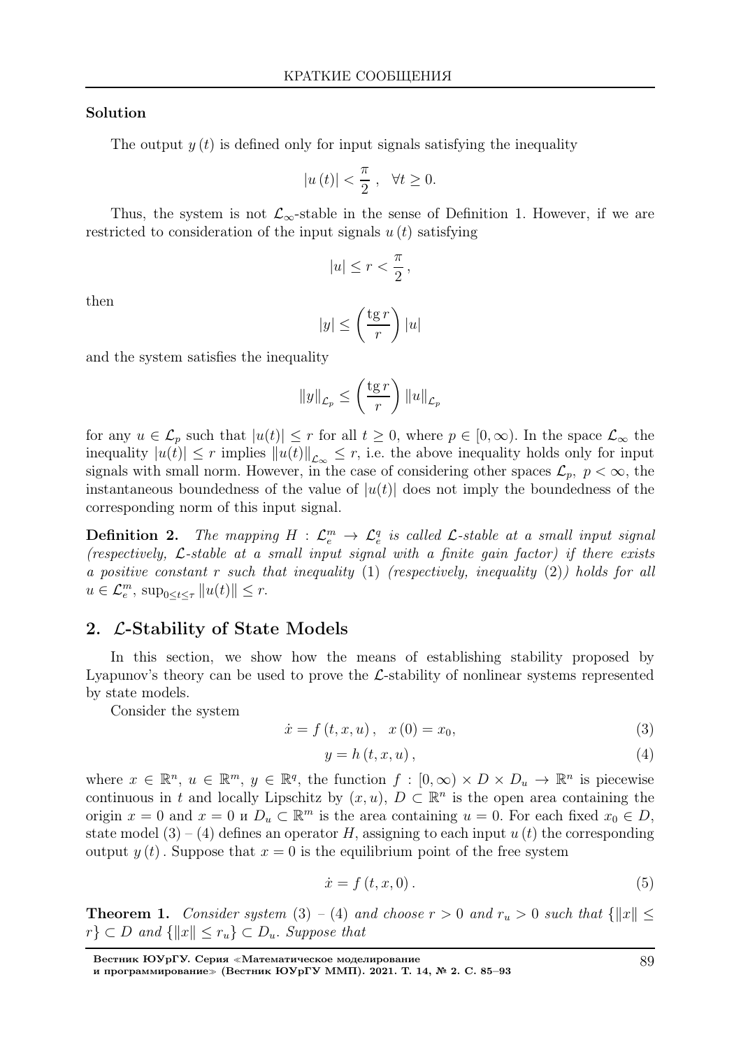**Solution**

The output $y(t)$ is defined only for input signals satisfying the inequality

$$|u(t)| < \frac{\pi}{2}, \quad \forall t \geq 0.$$

Thus, the system is not $\mathcal{L}_\infty$-stable in the sense of Definition 1. However, if we are restricted to consideration of the input signals $u(t)$ satisfying

$$|u| \leq r < \frac{\pi}{2},$$

then

$$|y| \leq \left( \frac{\operatorname{tg} r}{r} \right) |u|$$

and the system satisfies the inequality

$$\|y\|_{\mathcal{L}_p} \leq \left( \frac{\operatorname{tg} r}{r} \right) \|u\|_{\mathcal{L}_p}$$

for any $u \in \mathcal{L}_p$ such that $|u(t)| \leq r$ for all $t \geq 0$, where $p \in [0, \infty)$. In the space $\mathcal{L}_\infty$ the inequality $|u(t)| \leq r$ implies $\|u(t)\|_{\mathcal{L}_\infty} \leq r$, i.e. the above inequality holds only for input signals with small norm. However, in the case of considering other spaces $\mathcal{L}_p$, $p < \infty$, the instantaneous boundedness of the value of $|u(t)|$ does not imply the boundedness of the corresponding norm of this input signal.

**Definition 2.** *The mapping $H : \mathcal{L}_e^m \to \mathcal{L}_e^q$ is called $\mathcal{L}$-stable at a small input signal (respectively, $\mathcal{L}$-stable at a small input signal with a finite gain factor) if there exists a positive constant $r$ such that inequality* (1) *(respectively, inequality* (2)*) holds for all $u \in \mathcal{L}_e^m$, $\sup_{0 \leq t \leq \tau} \|u(t)\| \leq r$.*

## 2. $\mathcal{L}$-Stability of State Models

In this section, we show how the means of establishing stability proposed by Lyapunov's theory can be used to prove the $\mathcal{L}$-stability of nonlinear systems represented by state models.

Consider the system

$$\dot{x} = f(t, x, u), \quad x(0) = x_0, \tag{3}$$

$$y = h(t, x, u), \tag{4}$$

where $x \in \mathbb{R}^n$, $u \in \mathbb{R}^m$, $y \in \mathbb{R}^q$, the function $f : [0, \infty) \times D \times D_u \to \mathbb{R}^n$ is piecewise continuous in $t$ and locally Lipschitz by $(x, u)$, $D \subset \mathbb{R}^n$ is the open area containing the origin $x = 0$ and $x = 0$ и $D_u \subset \mathbb{R}^m$ is the area containing $u = 0$. For each fixed $x_0 \in D$, state model (3) – (4) defines an operator $H$, assigning to each input $u(t)$ the corresponding output $y(t)$. Suppose that $x = 0$ is the equilibrium point of the free system

$$\dot{x} = f(t, x, 0). \tag{5}$$

**Theorem 1.** *Consider system* (3) – (4) *and choose $r > 0$ and $r_u > 0$ such that $\{\|x\| \leq r\} \subset D$ and $\{\|x\| \leq r_u\} \subset D_u$. Suppose that*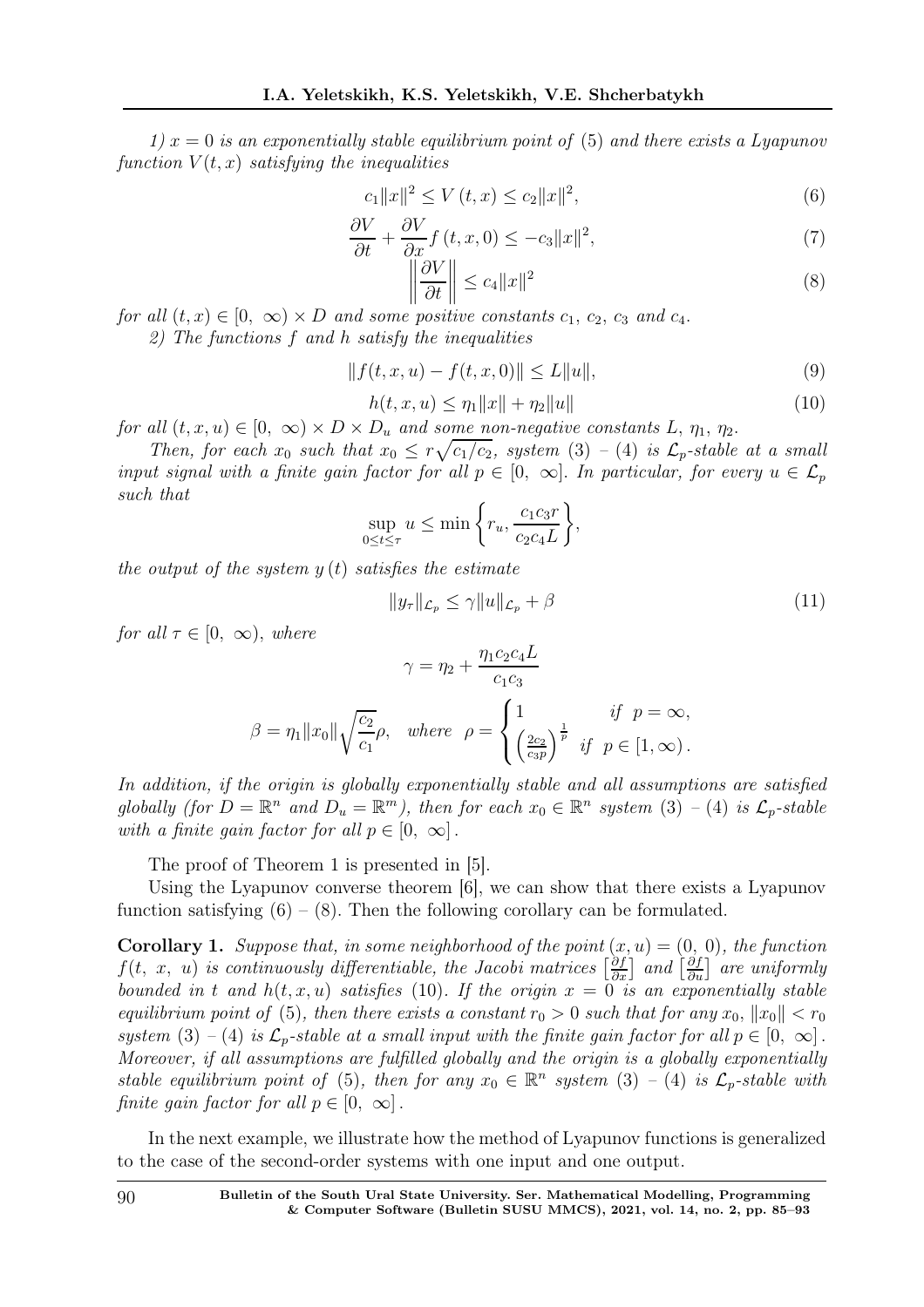*1)* $x = 0$ *is an exponentially stable equilibrium point of* (5) *and there exists a Lyapunov function* $V(t, x)$ *satisfying the inequalities*

$$c_1\|x\|^2 \leq V(t, x) \leq c_2\|x\|^2, \tag{6}$$

$$\frac{\partial V}{\partial t} + \frac{\partial V}{\partial x} f(t, x, 0) \leq -c_3\|x\|^2, \tag{7}$$

$$\left\|\frac{\partial V}{\partial t}\right\| \leq c_4\|x\|^2 \tag{8}$$

*for all* $(t, x) \in [0, \infty) \times D$ *and some positive constants* $c_1$, $c_2$, $c_3$ *and* $c_4$.

*2) The functions* $f$ *and* $h$ *satisfy the inequalities*

$$\|f(t, x, u) - f(t, x, 0)\| \leq L\|u\|, \tag{9}$$

$$h(t, x, u) \leq \eta_1\|x\| + \eta_2\|u\| \tag{10}$$

*for all* $(t, x, u) \in [0, \infty) \times D \times D_u$ *and some non-negative constants* $L$, $\eta_1$, $\eta_2$.

*Then, for each* $x_0$ *such that* $x_0 \leq r\sqrt{c_1/c_2}$, *system* (3) – (4) *is* $\mathcal{L}_p$*-stable at a small input signal with a finite gain factor for all* $p \in [0, \infty]$. *In particular, for every* $u \in \mathcal{L}_p$ *such that*

$$\sup_{0 \leq t \leq \tau} u \leq \min\left\{r_u, \frac{c_1 c_3 r}{c_2 c_4 L}\right\},$$

*the output of the system* $y(t)$ *satisfies the estimate*

$$\|y_\tau\|_{\mathcal{L}_p} \leq \gamma\|u\|_{\mathcal{L}_p} + \beta \tag{11}$$

*for all* $\tau \in [0, \infty)$, *where*

$$\gamma = \eta_2 + \frac{\eta_1 c_2 c_4 L}{c_1 c_3}$$

$$\beta = \eta_1\|x_0\|\sqrt{\frac{c_2}{c_1}}\rho, \quad \text{where} \quad \rho = \begin{cases} 1 & \text{if } p = \infty, \\ \left(\frac{2c_2}{c_3 p}\right)^{\frac{1}{p}} & \text{if } p \in [1, \infty). \end{cases}$$

*In addition, if the origin is globally exponentially stable and all assumptions are satisfied globally (for* $D = \mathbb{R}^n$ *and* $D_u = \mathbb{R}^m$*), then for each* $x_0 \in \mathbb{R}^n$ *system* (3) – (4) *is* $\mathcal{L}_p$*-stable with a finite gain factor for all* $p \in [0, \infty]$.

The proof of Theorem 1 is presented in [5].

Using the Lyapunov converse theorem [6], we can show that there exists a Lyapunov function satisfying (6) – (8). Then the following corollary can be formulated.

**Corollary 1.** *Suppose that, in some neighborhood of the point* $(x, u) = (0, 0)$, *the function* $f(t, x, u)$ *is continuously differentiable, the Jacobi matrices* $\left[\frac{\partial f}{\partial x}\right]$ *and* $\left[\frac{\partial f}{\partial u}\right]$ *are uniformly bounded in* $t$ *and* $h(t, x, u)$ *satisfies* (10). *If the origin* $x = 0$ *is an exponentially stable equilibrium point of* (5), *then there exists a constant* $r_0 > 0$ *such that for any* $x_0$, $\|x_0\| < r_0$ *system* (3) – (4) *is* $\mathcal{L}_p$*-stable at a small input with the finite gain factor for all* $p \in [0, \infty]$. *Moreover, if all assumptions are fulfilled globally and the origin is a globally exponentially stable equilibrium point of* (5), *then for any* $x_0 \in \mathbb{R}^n$ *system* (3) – (4) *is* $\mathcal{L}_p$*-stable with finite gain factor for all* $p \in [0, \infty]$.

In the next example, we illustrate how the method of Lyapunov functions is generalized to the case of the second-order systems with one input and one output.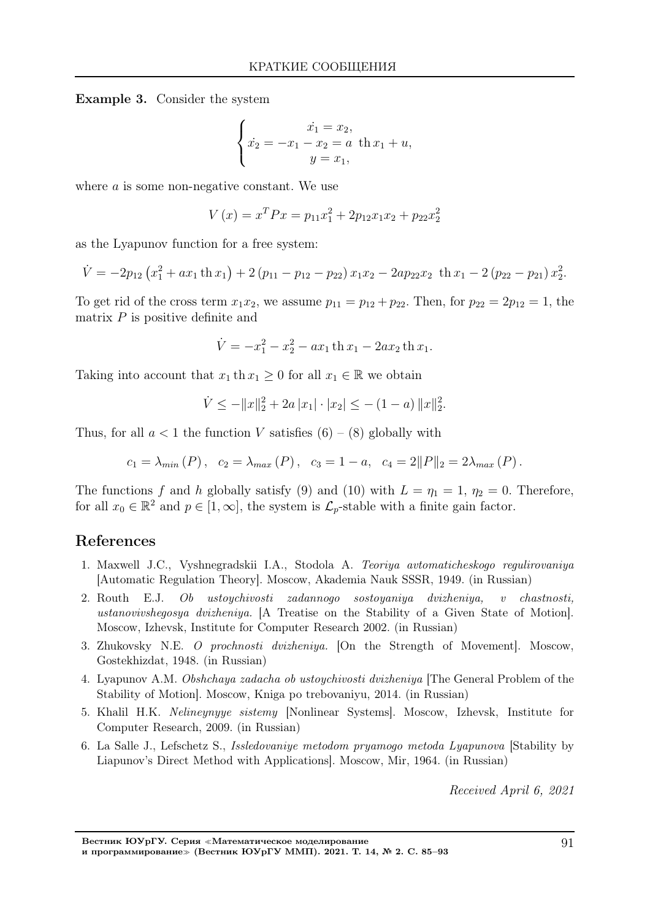**Example 3.** Consider the system

$$
\begin{cases}
\dot{x_1} = x_2, \\
\dot{x_2} = -x_1 - x_2 = a \ \operatorname{th} x_1 + u, \\
y = x_1,
\end{cases}
$$

where $a$ is some non-negative constant. We use

$$
V(x) = x^T P x = p_{11} x_1^2 + 2p_{12} x_1 x_2 + p_{22} x_2^2
$$

as the Lyapunov function for a free system:

$$
\dot{V} = -2p_{12}\left(x_1^2 + a x_1 \operatorname{th} x_1\right) + 2\left(p_{11} - p_{12} - p_{22}\right) x_1 x_2 - 2a p_{22} x_2 \ \operatorname{th} x_1 - 2\left(p_{22} - p_{21}\right) x_2^2.
$$

To get rid of the cross term $x_1 x_2$, we assume $p_{11} = p_{12} + p_{22}$. Then, for $p_{22} = 2p_{12} = 1$, the matrix $P$ is positive definite and

$$
\dot{V} = -x_1^2 - x_2^2 - a x_1 \operatorname{th} x_1 - 2a x_2 \operatorname{th} x_1.
$$

Taking into account that $x_1 \operatorname{th} x_1 \geq 0$ for all $x_1 \in \mathbb{R}$ we obtain

$$
\dot{V} \leq -\|x\|_2^2 + 2a\,|x_1| \cdot |x_2| \leq -(1-a)\,\|x\|_2^2.
$$

Thus, for all $a < 1$ the function $V$ satisfies (6) – (8) globally with

$$
c_1 = \lambda_{min}(P), \quad c_2 = \lambda_{max}(P), \quad c_3 = 1 - a, \quad c_4 = 2\|P\|_2 = 2\lambda_{max}(P).
$$

The functions $f$ and $h$ globally satisfy (9) and (10) with $L = \eta_1 = 1$, $\eta_2 = 0$. Therefore, for all $x_0 \in \mathbb{R}^2$ and $p \in [1, \infty]$, the system is $\mathcal{L}_p$-stable with a finite gain factor.

## References

1. Maxwell J.C., Vyshnegradskii I.A., Stodola A. *Teoriya avtomaticheskogo regulirovaniya* [Automatic Regulation Theory]. Moscow, Akademia Nauk SSSR, 1949. (in Russian)
2. Routh E.J. *Ob ustoychivosti zadannogo sostoyaniya dvizheniya, v chastnosti, ustanovivshegosya dvizheniya*. [A Treatise on the Stability of a Given State of Motion]. Moscow, Izhevsk, Institute for Computer Research 2002. (in Russian)
3. Zhukovsky N.E. *O prochnosti dvizheniya*. [On the Strength of Movement]. Moscow, Gostekhizdat, 1948. (in Russian)
4. Lyapunov A.M. *Obshchaya zadacha ob ustoychivosti dvizheniya* [The General Problem of the Stability of Motion]. Moscow, Kniga po trebovaniyu, 2014. (in Russian)
5. Khalil H.K. *Nelineynyye sistemy* [Nonlinear Systems]. Moscow, Izhevsk, Institute for Computer Research, 2009. (in Russian)
6. La Salle J., Lefschetz S., *Issledovaniye metodom pryamogo metoda Lyapunova* [Stability by Liapunov's Direct Method with Applications]. Moscow, Mir, 1964. (in Russian)

*Received April 6, 2021*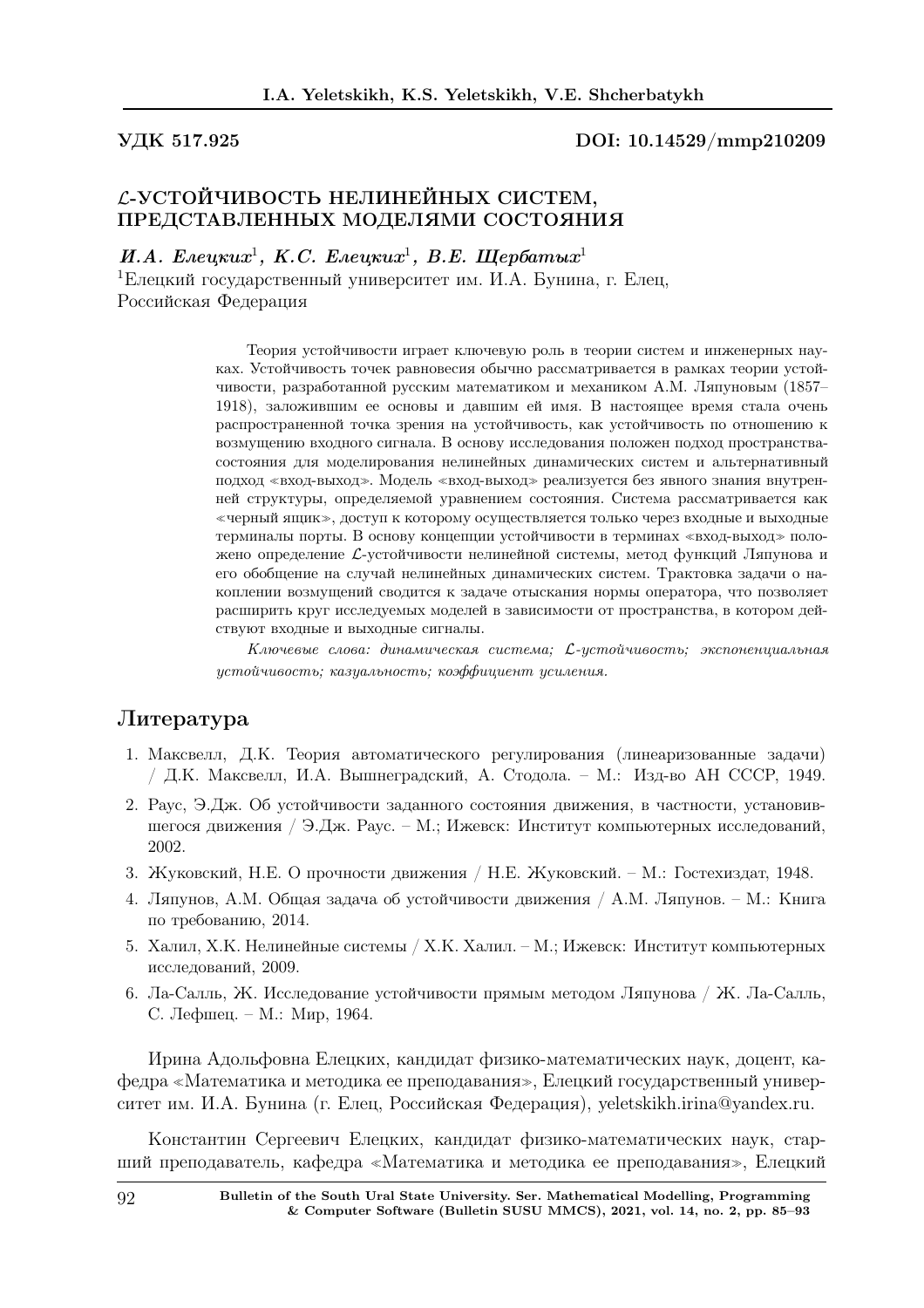УДК 517.925 DOI: 10.14529/mmp210209

## $\mathcal{L}$-УСТОЙЧИВОСТЬ НЕЛИНЕЙНЫХ СИСТЕМ, ПРЕДСТАВЛЕННЫХ МОДЕЛЯМИ СОСТОЯНИЯ

***И.А. Елецких***[1]**, *К.С. Елецких***[1]**, *В.Е. Щербатых***[1]

[1]Елецкий государственный университет им. И.А. Бунина, г. Елец, Российская Федерация

Теория устойчивости играет ключевую роль в теории систем и инженерных науках. Устойчивость точек равновесия обычно рассматривается в рамках теории устойчивости, разработанной русским математиком и механиком А.М. Ляпуновым (1857–1918), заложившим ее основы и давшим ей имя. В настоящее время стала очень распространенной точка зрения на устойчивость, как устойчивость по отношению к возмущению входного сигнала. В основу исследования положен подход пространства-состояния для моделирования нелинейных динамических систем и альтернативный подход «вход-выход». Модель «вход-выход» реализуется без явного знания внутренней структуры, определяемой уравнением состояния. Система рассматривается как «черный ящик», доступ к которому осуществляется только через входные и выходные терминалы порты. В основу концепции устойчивости в терминах «вход-выход» положено определение $\mathcal{L}$-устойчивости нелинейной системы, метод функций Ляпунова и его обобщение на случай нелинейных динамических систем. Трактовка задачи о накоплении возмущений сводится к задаче отыскания нормы оператора, что позволяет расширить круг исследуемых моделей в зависимости от пространства, в котором действуют входные и выходные сигналы.

*Ключевые слова: динамическая система; $\mathcal{L}$-устойчивость; экспоненциальная устойчивость; казуальность; коэффициент усиления.*

## Литература

1. Максвелл, Д.К. Теория автоматического регулирования (линеаризованные задачи) / Д.К. Максвелл, И.А. Вышнеградский, А. Стодола. – М.: Изд-во АН СССР, 1949.
2. Раус, Э.Дж. Об устойчивости заданного состояния движения, в частности, установившегося движения / Э.Дж. Раус. – М.; Ижевск: Институт компьютерных исследований, 2002.
3. Жуковский, Н.Е. О прочности движения / Н.Е. Жуковский. – М.: Гостехиздат, 1948.
4. Ляпунов, А.М. Общая задача об устойчивости движения / А.М. Ляпунов. – М.: Книга по требованию, 2014.
5. Халил, Х.К. Нелинейные системы / Х.К. Халил. – М.; Ижевск: Институт компьютерных исследований, 2009.
6. Ла-Салль, Ж. Исследование устойчивости прямым методом Ляпунова / Ж. Ла-Салль, С. Лефшец. – М.: Мир, 1964.

Ирина Адольфовна Елецких, кандидат физико-математических наук, доцент, кафедра «Математика и методика ее преподавания», Елецкий государственный университет им. И.А. Бунина (г. Елец, Российская Федерация), yeletskikh.irina@yandex.ru.

Константин Сергеевич Елецких, кандидат физико-математических наук, старший преподаватель, кафедра «Математика и методика ее преподавания», Елецкий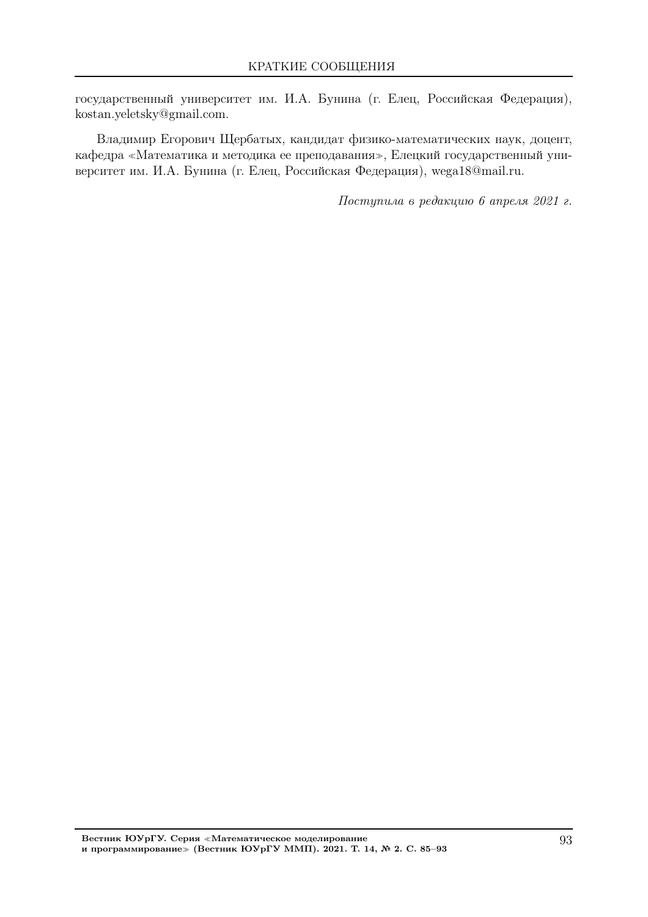государственный университет им. И.А. Бунина (г. Елец, Российская Федерация), kostan.yeletsky@gmail.com.

Владимир Егорович Щербатых, кандидат физико-математических наук, доцент, кафедра «Математика и методика ее преподавания», Елецкий государственный университет им. И.А. Бунина (г. Елец, Российская Федерация), wega18@mail.ru.

*Поступила в редакцию 6 апреля 2021 г.*